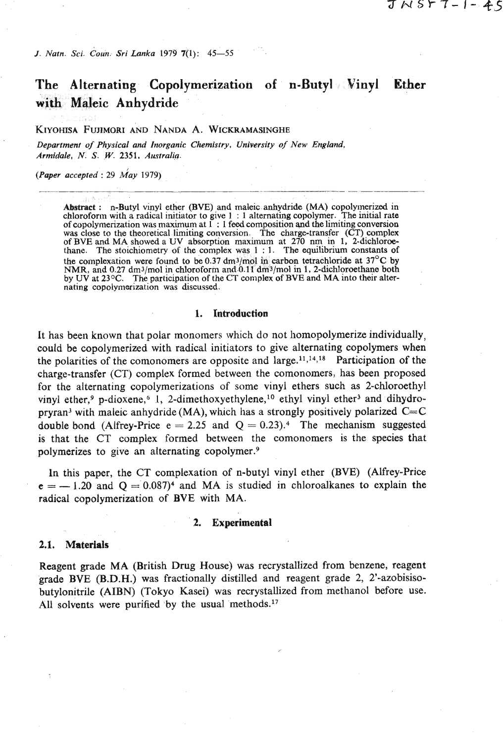# The Alternating Copolymerization of n-Butyl Vinyl Ether with Maleic Anhydride

KIYOHISA FUJIMORI AND NANDA A. WICKRAMASINGHE

*Department of Physical and Inorganic Chemistry, University of New England, Armidale, N. S. W. 2351, Australia.*

*(Paper accepted : 29 May 1979)*

**Abstract :** n-Butyl vinyl ether (BVE) and maleic anhydride (MA) copolymerized in chloroform with a radical initiator to give 1 : 1 alternating copolymer. The initial rate of copolymerization was maximum at 1 : 1 feed composition and the limiting conversion was close to the theoretical limiting conversion. The charge-transfer (CT) complex of BVE and MA showed a UV absorption maximum at 270 nm in 1, 2-dichloroethane. The stoichiometry of the complex was 1 : 1. The equilibrium constants of the complexation were found to be 0.37 $dm^3/mol$ in carbon tetrachloride at 37°C by NMR, and 0.27 $dm^3/mol$ in chloroform and 0.11 $dm^3/mol$ in 1, 2-dichloroethane both by UV at 23°C. The participation of the CT complex of BVE and MA into their alternating copolymerization was discussed.

## 1. Introduction

It has been known that polar monomers which do not homopolymerize individually, could be copolymerized with radical initiators to give alternating copolymers when the polarities of the comonomers are opposite and large.[11,14,18] Participation of the charge-transfer (CT) complex formed between the comonomers, has been proposed for the alternating copolymerizations of some vinyl ethers such as 2-chloroethyl vinyl ether,[9] p-dioxene,[6] 1, 2-dimethoxyethylene,[10] ethyl vinyl ether[3] and dihydropryran[3] with maleic anhydride (MA), which has a strongly positively polarized C=C double bond (Alfrey-Price $e = 2.25$ and $Q = 0.23$).[4] The mechanism suggested is that the CT complex formed between the comonomers is the species that polymerizes to give an alternating copolymer.[9]

In this paper, the CT complexation of n-butyl vinyl ether (BVE) (Alfrey-Price $e = -1.20$ and $Q = 0.087$)[4] and MA is studied in chloroalkanes to explain the radical copolymerization of BVE with MA.

## 2. Experimental

### 2.1. Materials

Reagent grade MA (British Drug House) was recrystallized from benzene, reagent grade BVE (B.D.H.) was fractionally distilled and reagent grade 2, 2'-azobisisobutylonitrile (AIBN) (Tokyo Kasei) was recrystallized from methanol before use. All solvents were purified by the usual methods.[17]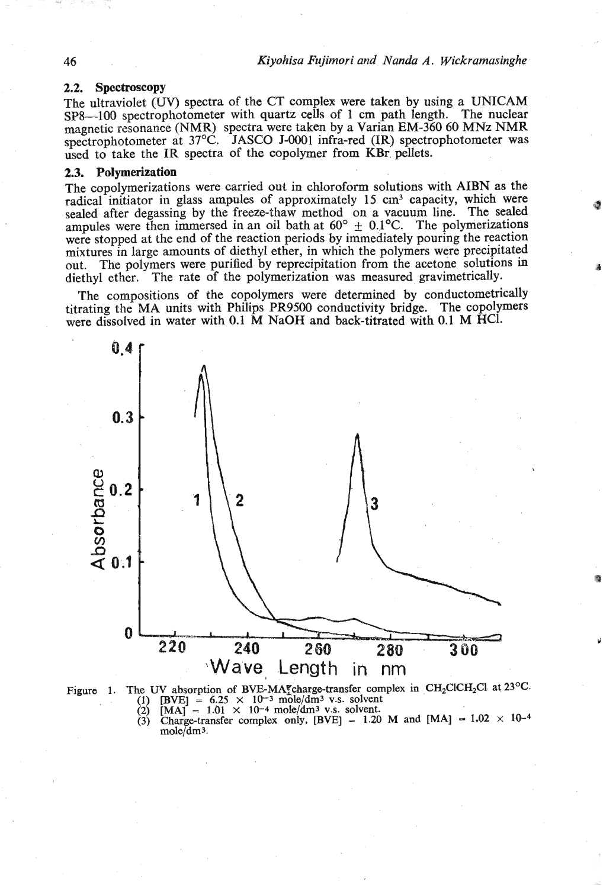### 2.2. Spectroscopy

The ultraviolet (UV) spectra of the CT complex were taken by using a UNICAM SP8—100 spectrophotometer with quartz cells of 1 cm path length. The nuclear magnetic resonance (NMR) spectra were taken by a Varian EM-360 60 MNz NMR spectrophotometer at 37°C. JASCO J-0001 infra-red (IR) spectrophotometer was used to take the IR spectra of the copolymer from KBr pellets.

### 2.3. Polymerization

The copolymerizations were carried out in chloroform solutions with AIBN as the radical initiator in glass ampules of approximately 15 $cm^3$ capacity, which were sealed after degassing by the freeze-thaw method on a vacuum line. The sealed ampules were then immersed in an oil bath at 60° ± 0.1°C. The polymerizations were stopped at the end of the reaction periods by immediately pouring the reaction mixtures in large amounts of diethyl ether, in which the polymers were precipitated out. The polymers were purified by reprecipitation from the acetone solutions in diethyl ether. The rate of the polymerization was measured gravimetrically.

The compositions of the copolymers were determined by conductometrically titrating the MA units with Philips PR9500 conductivity bridge. The copolymers were dissolved in water with 0.1 M NaOH and back-titrated with 0.1 M HCl.

Figure 1. The UV absorption of BVE-MA charge-transfer complex in $CH_2ClCH_2Cl$ at 23°C.
(1) [BVE] = 6.25 × $10^{-3}$ mole/$dm^3$ v.s. solvent
(2) [MA] = 1.01 × $10^{-4}$ mole/$dm^3$ v.s. solvent.
(3) Charge-transfer complex only, [BVE] = 1.20 M and [MA] = 1.02 × $10^{-4}$ mole/$dm^3$.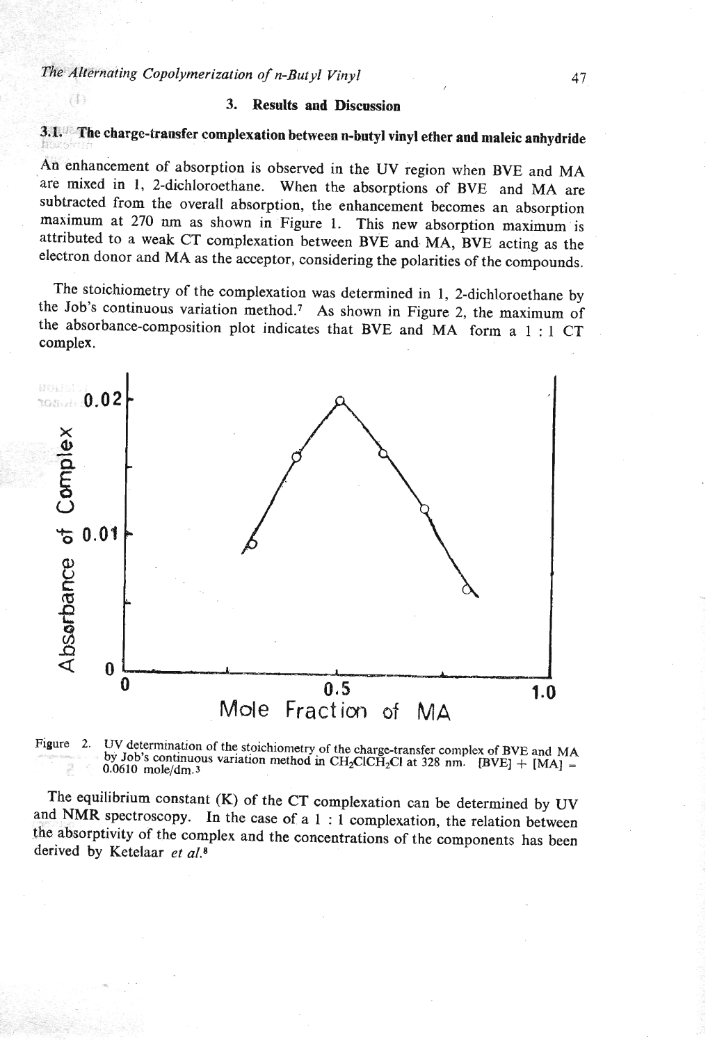## 3. Results and Discussion

### 3.1. The charge-transfer complexation between n-butyl vinyl ether and maleic anhydride

An enhancement of absorption is observed in the UV region when BVE and MA are mixed in 1, 2-dichloroethane. When the absorptions of BVE and MA are subtracted from the overall absorption, the enhancement becomes an absorption maximum at 270 nm as shown in Figure 1. This new absorption maximum is attributed to a weak CT complexation between BVE and MA, BVE acting as the electron donor and MA as the acceptor, considering the polarities of the compounds.

The stoichiometry of the complexation was determined in 1, 2-dichloroethane by the Job's continuous variation method.[7] As shown in Figure 2, the maximum of the absorbance-composition plot indicates that BVE and MA form a 1 : 1 CT complex.

Figure 2. UV determination of the stoichiometry of the charge-transfer complex of BVE and MA by Job's continuous variation method in $CH_2ClCH_2Cl$ at 328 nm. [BVE] + [MA] = 0.0610 mole/dm.[3]

The equilibrium constant (K) of the CT complexation can be determined by UV and NMR spectroscopy. In the case of a 1 : 1 complexation, the relation between the absorptivity of the complex and the concentrations of the components has been derived by Ketelaar *et al.*[8]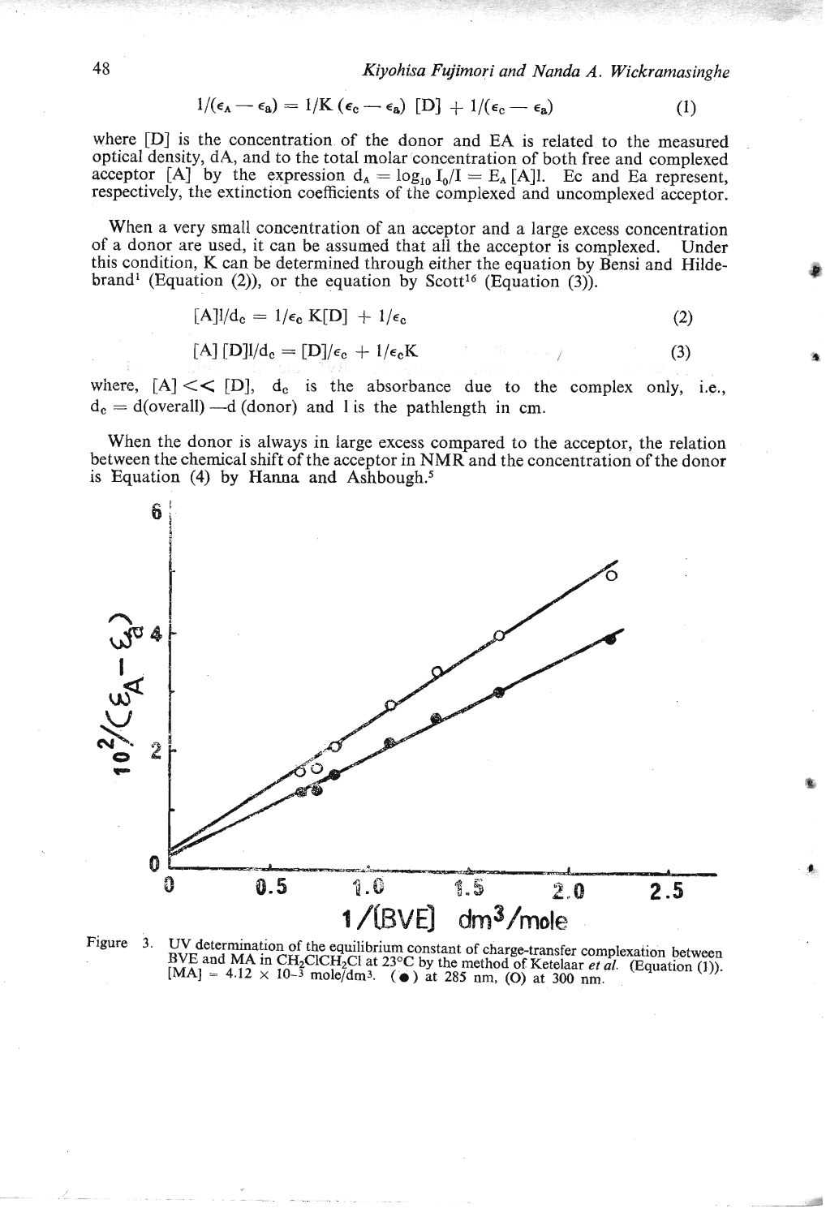$$1/(\epsilon_A - \epsilon_a) = 1/K(\epsilon_c - \epsilon_a)[D] + 1/(\epsilon_c - \epsilon_a) \quad (1)$$

where [D] is the concentration of the donor and EA is related to the measured optical density, dA, and to the total molar concentration of both free and complexed acceptor [A] by the expression $d_A = \log_{10} I_0/I = E_A[A]l$. Ec and Ea represent, respectively, the extinction coefficients of the complexed and uncomplexed acceptor.

When a very small concentration of an acceptor and a large excess concentration of a donor are used, it can be assumed that all the acceptor is complexed. Under this condition, K can be determined through either the equation by Bensi and Hildebrand[1] (Equation (2)), or the equation by Scott[16] (Equation (3)).

$$[A]l/d_c = 1/\epsilon_c K[D] + 1/\epsilon_c \quad (2)$$

$$[A][D]l/d_c = [D]/\epsilon_c + 1/\epsilon_c K \quad (3)$$

where, $[A] << [D]$, $d_c$ is the absorbance due to the complex only, i.e., $d_c = d(\text{overall}) - d(\text{donor})$ and l is the pathlength in cm.

When the donor is always in large excess compared to the acceptor, the relation between the chemical shift of the acceptor in NMR and the concentration of the donor is Equation (4) by Hanna and Ashbough.[5]

Figure 3. UV determination of the equilibrium constant of charge-transfer complexation between BVE and MA in $CH_2ClCH_2Cl$ at 23°C by the method of Ketelaar *et al.* (Equation (1)). $[MA] = 4.12 \times 10^{-3}$ mole/dm³. (●) at 285 nm, (O) at 300 nm.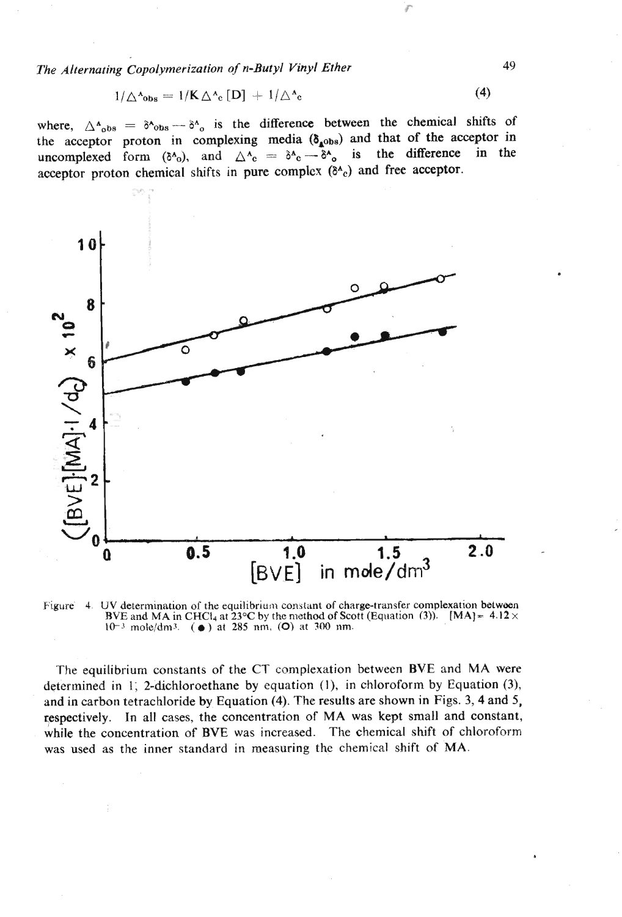$$1/\Delta^{A}_{obs} = 1/K\Delta^{A}_{c}[D] + 1/\Delta^{A}_{c} \tag{4}$$

where, $\Delta^{A}_{obs} = \delta^{A}_{obs} - \delta^{A}_{o}$ is the difference between the chemical shifts of the acceptor proton in complexing media ($\delta_{Aobs}$) and that of the acceptor in uncomplexed form ($\delta^{A}_{o}$), and $\Delta^{A}_{c} = \delta^{A}_{c} - \delta^{A}_{o}$ is the difference in the acceptor proton chemical shifts in pure complex ($\delta^{A}_{c}$) and free acceptor.

Figure 4. UV determination of the equilibrium constant of charge-transfer complexation between BVE and MA in $CHCl_3$ at 23°C by the method of Scott (Equation (3)). $[MA] = 4.12 \times 10^{-3}$ mole/dm$^3$. (●) at 285 nm, (O) at 300 nm.

The equilibrium constants of the CT complexation between BVE and MA were determined in 1, 2-dichloroethane by equation (1), in chloroform by Equation (3), and in carbon tetrachloride by Equation (4). The results are shown in Figs. 3, 4 and 5, respectively. In all cases, the concentration of MA was kept small and constant, while the concentration of BVE was increased. The chemical shift of chloroform was used as the inner standard in measuring the chemical shift of MA.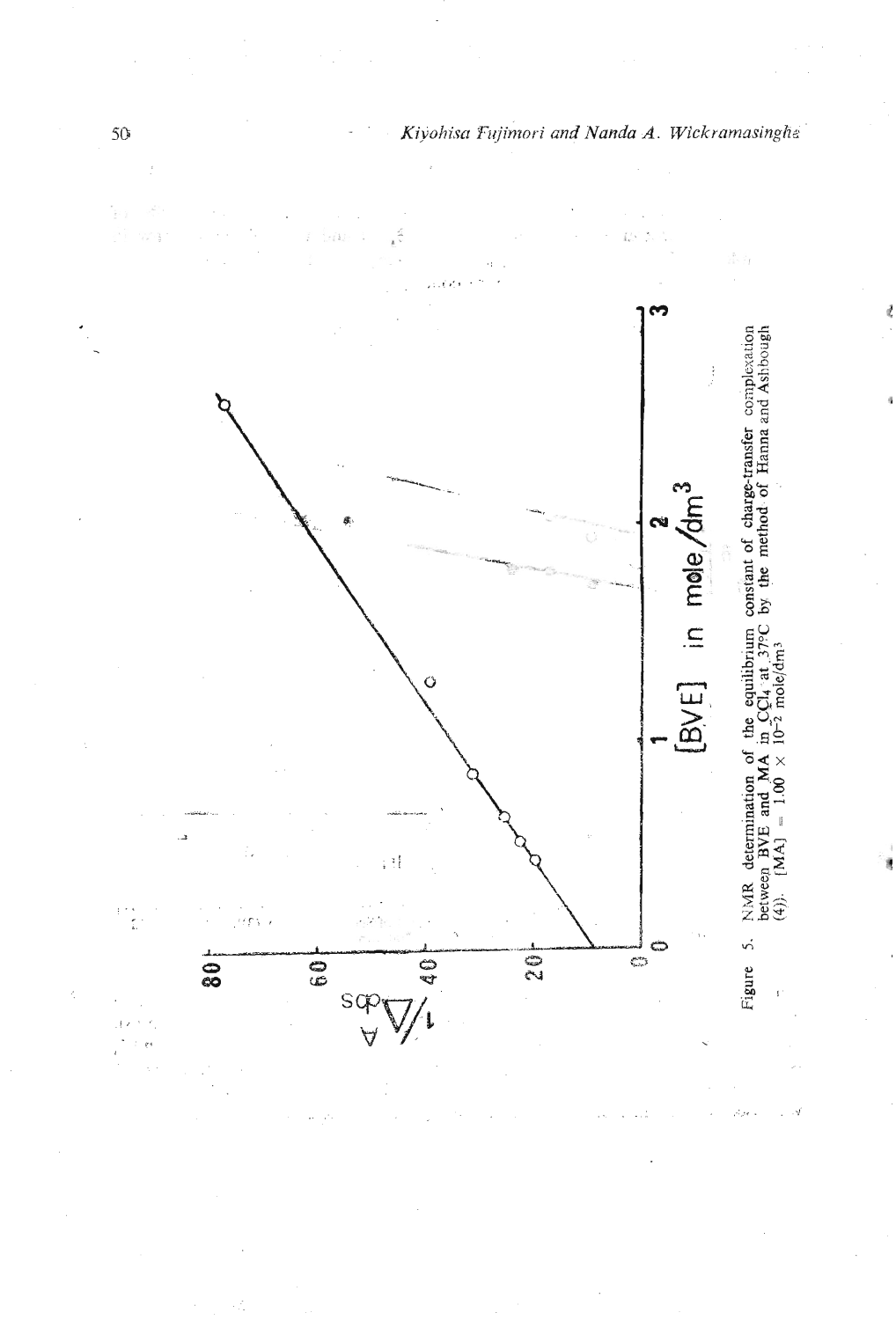Figure 5. NMR determination of the equilibrium constant of charge-transfer complexation between BVE and MA in $CCl_4$ at 37°C by the method of Hanna and Ashbough (4)). [MA] = $1.00 \times 10^{-2}$ mole/dm$^3$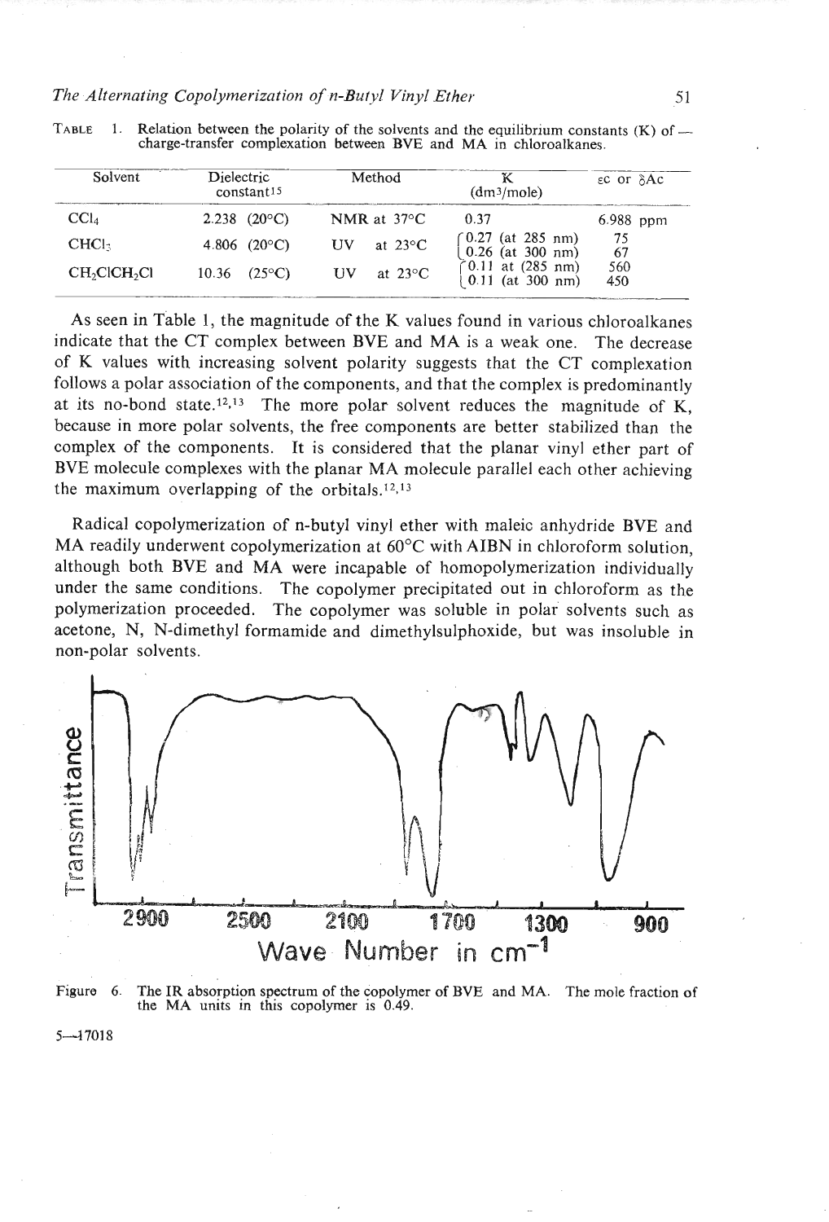TABLE 1. Relation between the polarity of the solvents and the equilibrium constants (K) of charge-transfer complexation between BVE and MA in chloroalkanes.

| Solvent | Dielectric constant[15] | Method | K ($dm^3$/mole) | $\varepsilon$c or $\delta$Ac |
|---|---|---|---|---|
| $CCl_4$ | 2.238 (20°C) | NMR at 37°C | 0.37 | 6.988 ppm |
| $CHCl_3$ | 4.806 (20°C) | UV at 23°C | 0.27 (at 285 nm) | 75 |
| | | | 0.26 (at 300 nm) | 67 |
| $CH_2ClCH_2Cl$ | 10.36 (25°C) | UV at 23°C | 0.11 at (285 nm) | 560 |
| | | | 0.11 (at 300 nm) | 450 |

As seen in Table 1, the magnitude of the K values found in various chloroalkanes indicate that the CT complex between BVE and MA is a weak one. The decrease of K values with increasing solvent polarity suggests that the CT complexation follows a polar association of the components, and that the complex is predominantly at its no-bond state.[12,13] The more polar solvent reduces the magnitude of K, because in more polar solvents, the free components are better stabilized than the complex of the components. It is considered that the planar vinyl ether part of BVE molecule complexes with the planar MA molecule parallel each other achieving the maximum overlapping of the orbitals.[12,13]

Radical copolymerization of n-butyl vinyl ether with maleic anhydride BVE and MA readily underwent copolymerization at 60°C with AIBN in chloroform solution, although both BVE and MA were incapable of homopolymerization individually under the same conditions. The copolymer precipitated out in chloroform as the polymerization proceeded. The copolymer was soluble in polar solvents such as acetone, N, N-dimethyl formamide and dimethylsulphoxide, but was insoluble in non-polar solvents.

Figure 6. The IR absorption spectrum of the copolymer of BVE and MA. The mole fraction of the MA units in this copolymer is 0.49.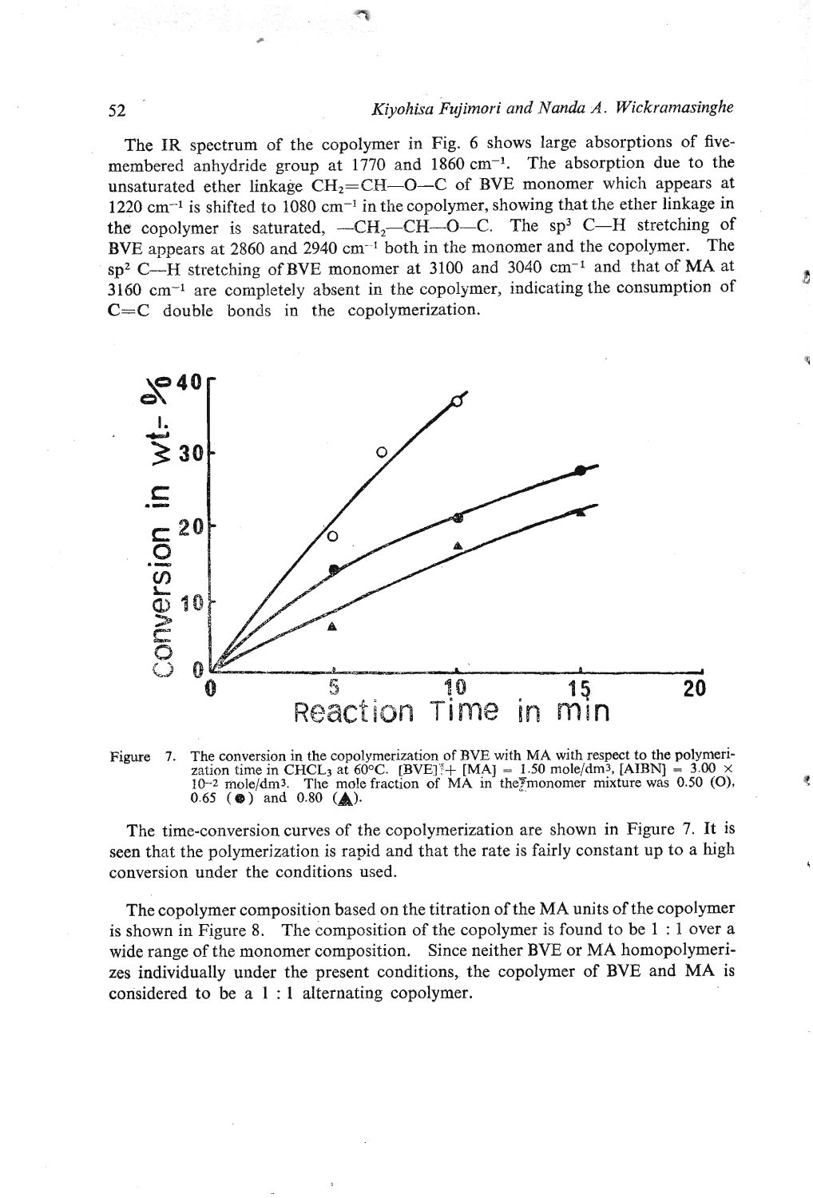The IR spectrum of the copolymer in Fig. 6 shows large absorptions of five-membered anhydride group at 1770 and 1860 $cm^{-1}$. The absorption due to the unsaturated ether linkage $CH_2$=CH—O—C of BVE monomer which appears at 1220 $cm^{-1}$ is shifted to 1080 $cm^{-1}$ in the copolymer, showing that the ether linkage in the copolymer is saturated, —$CH_2$—CH—O—C. The $sp^3$ C—H stretching of BVE appears at 2860 and 2940 $cm^{-1}$ both in the monomer and the copolymer. The $sp^2$ C—H stretching of BVE monomer at 3100 and 3040 $cm^{-1}$ and that of MA at 3160 $cm^{-1}$ are completely absent in the copolymer, indicating the consumption of C=C double bonds in the copolymerization.

Figure 7. The conversion in the copolymerization of BVE with MA with respect to the polymerization time in $CHCl_3$ at 60°C. [BVE] + [MA] = 1.50 mole/dm³, [AIBN] = 3.00 × $10^{-2}$ mole/dm³. The mole fraction of MA in the monomer mixture was 0.50 (O), 0.65 (●) and 0.80 (▲).

The time-conversion curves of the copolymerization are shown in Figure 7. It is seen that the polymerization is rapid and that the rate is fairly constant up to a high conversion under the conditions used.

The copolymer composition based on the titration of the MA units of the copolymer is shown in Figure 8. The composition of the copolymer is found to be 1 : 1 over a wide range of the monomer composition. Since neither BVE or MA homopolymerizes individually under the present conditions, the copolymer of BVE and MA is considered to be a 1 : 1 alternating copolymer.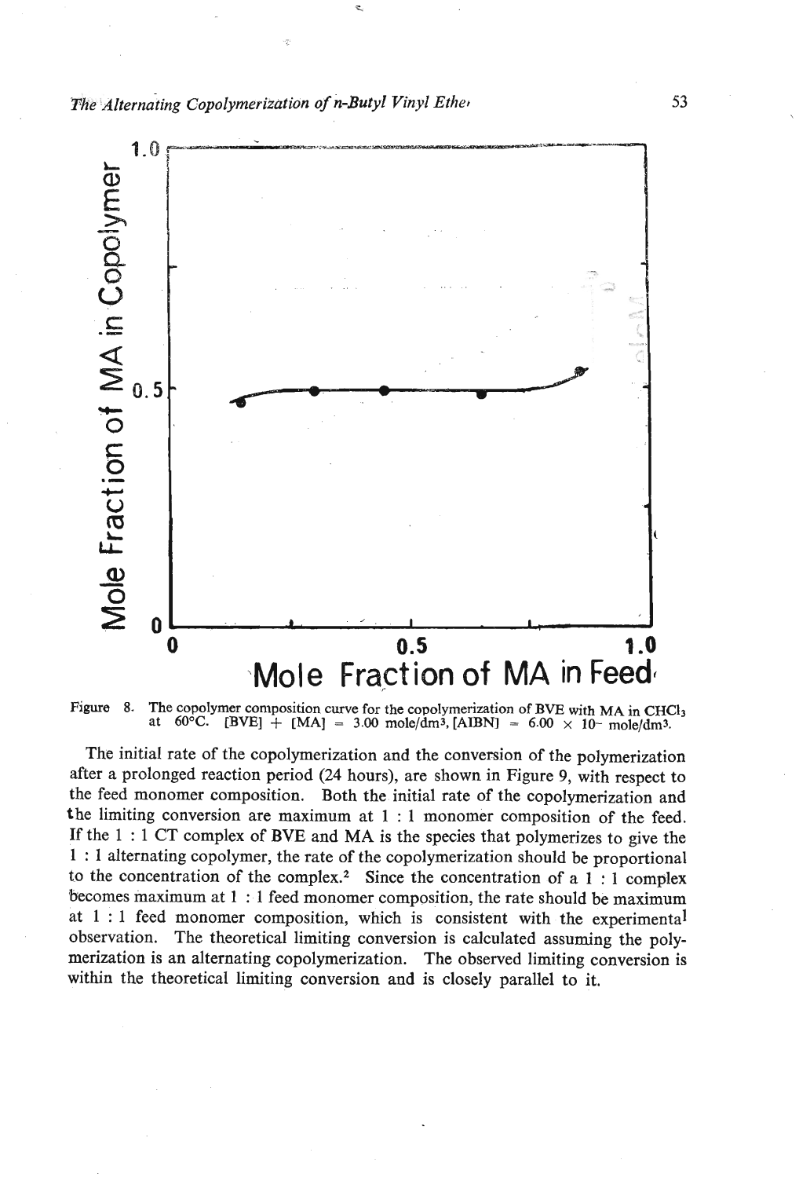Figure 8. The copolymer composition curve for the copolymerization of BVE with MA in $CHCl_3$ at 60°C. [BVE] + [MA] = 3.00 mole/dm$^3$, [AIBN] = $6.00 \times 10^{-}$ mole/dm$^3$.

The initial rate of the copolymerization and the conversion of the polymerization after a prolonged reaction period (24 hours), are shown in Figure 9, with respect to the feed monomer composition. Both the initial rate of the copolymerization and the limiting conversion are maximum at 1 : 1 monomer composition of the feed. If the 1 : 1 CT complex of BVE and MA is the species that polymerizes to give the 1 : 1 alternating copolymer, the rate of the copolymerization should be proportional to the concentration of the complex.[2] Since the concentration of a 1 : 1 complex becomes maximum at 1 : 1 feed monomer composition, the rate should be maximum at 1 : 1 feed monomer composition, which is consistent with the experimental observation. The theoretical limiting conversion is calculated assuming the polymerization is an alternating copolymerization. The observed limiting conversion is within the theoretical limiting conversion and is closely parallel to it.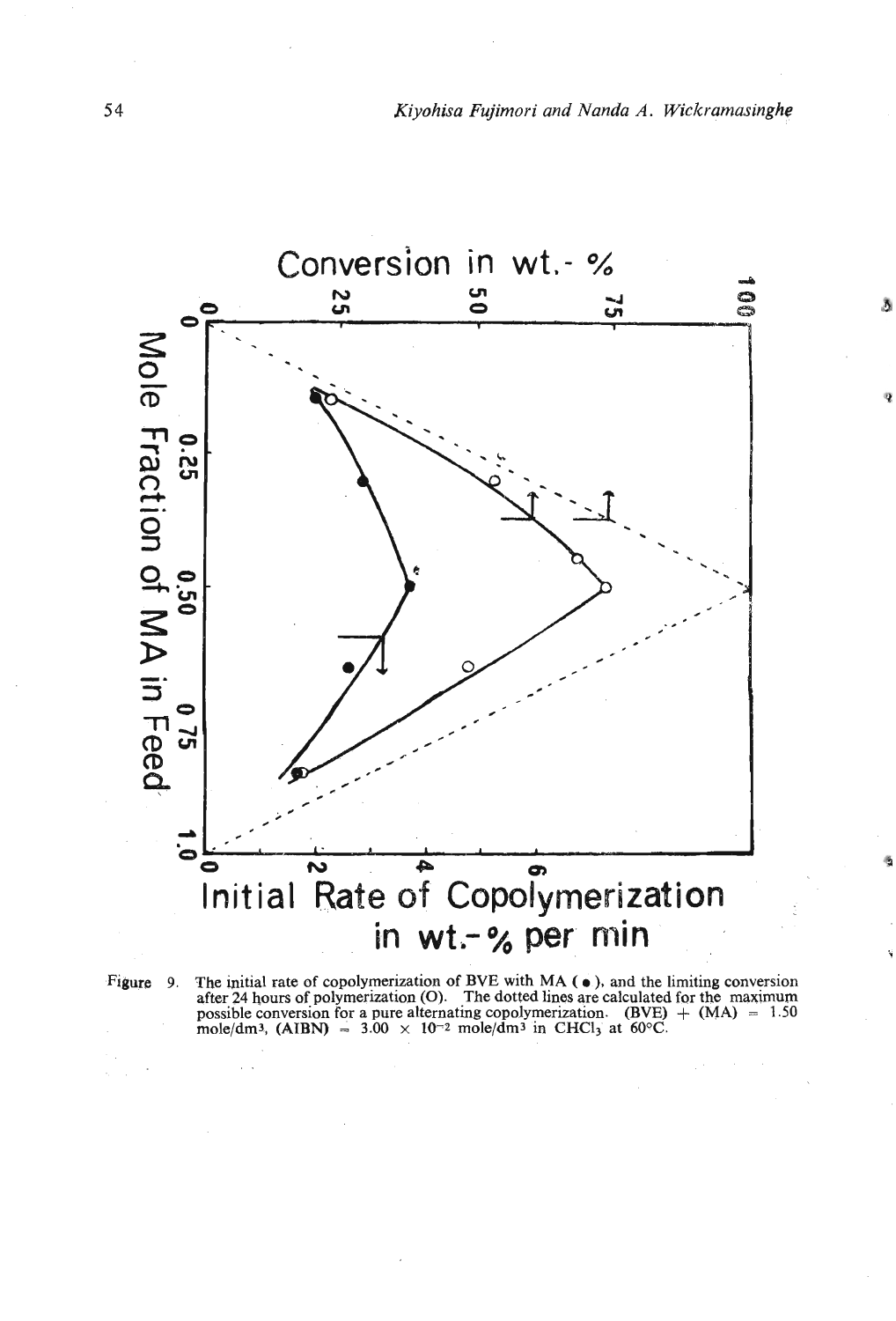Conversion in wt.- %

Mole Fraction of MA in Feed

Initial Rate of Copolymerization in wt.-% per min

Figure 9. The initial rate of copolymerization of BVE with MA (●), and the limiting conversion after 24 hours of polymerization (O). The dotted lines are calculated for the maximum possible conversion for a pure alternating copolymerization. (BVE) + (MA) = 1.50 mole/dm$^3$, (AIBN) = $3.00 \times 10^{-2}$ mole/dm$^3$ in $CHCl_3$ at 60°C.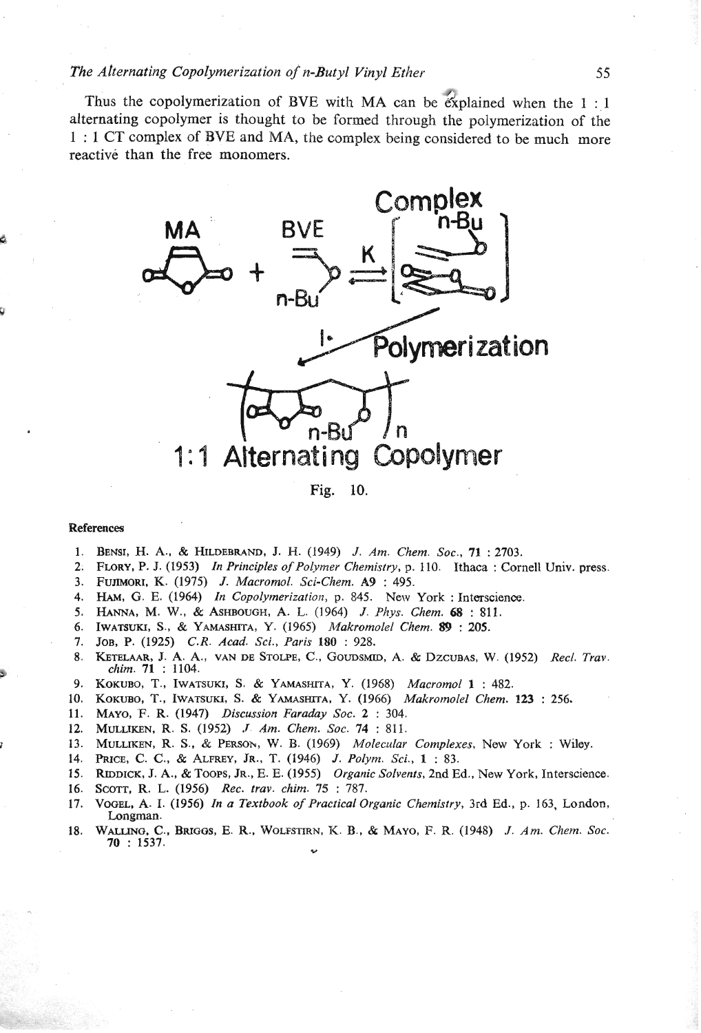Thus the copolymerization of BVE with MA can be explained when the 1 : 1 alternating copolymer is thought to be formed through the polymerization of the 1 : 1 CT complex of BVE and MA, the complex being considered to be much more reactive than the free monomers.

MA

BVE

n-Bu

K

Complex

n-Bu

I·

Polymerization

n-Bu

n

1:1 Alternating Copolymer

Fig. 10.

**References**

1. BENSI, H. A., & HILDEBRAND, J. H. (1949) *J. Am. Chem. Soc.*, **71** : 2703.
2. FLORY, P. J. (1953) *In Principles of Polymer Chemistry*, p. 110. Ithaca : Cornell Univ. press.
3. FUJIMORI, K. (1975) *J. Macromol. Sci-Chem.* **A9** : 495.
4. HAM, G. E. (1964) *In Copolymerization*, p. 845. New York : Interscience.
5. HANNA, M. W., & ASHBOUGH, A. L. (1964) *J. Phys. Chem.* **68** : 811.
6. IWATSUKI, S., & YAMASHITA, Y. (1965) *Makromolel Chem.* **89** : 205.
7. JOB, P. (1925) *C.R. Acad. Sci., Paris* **180** : 928.
8. KETELAAR, J. A. A., VAN DE STOLPE, C., GOUDSMID, A. & DZCUBAS, W. (1952) *Recl. Trav. chim.* **71** : 1104.
9. KOKUBO, T., IWATSUKI, S. & YAMASHITA, Y. (1968) *Macromol* **1** : 482.
10. KOKUBO, T., IWATSUKI, S. & YAMASHITA, Y. (1966) *Makromolel Chem.* **123** : 256.
11. MAYO, F. R. (1947) *Discussion Faraday Soc.* **2** : 304.
12. MULLIKEN, R. S. (1952) *J. Am. Chem. Soc.* **74** : 811.
13. MULLIKEN, R. S., & PERSON, W. B. (1969) *Molecular Complexes*, New York : Wiley.
14. PRICE, C. C., & ALFREY, JR., T. (1946) *J. Polym. Sci.*, **1** : 83.
15. RIDDICK, J. A., & TOOPS, JR., E. E. (1955) *Organic Solvents*, 2nd Ed., New York, Interscience.
16. SCOTT, R. L. (1956) *Rec. trav. chim.* **75** : 787.
17. VOGEL, A. I. (1956) *In a Textbook of Practical Organic Chemistry*, 3rd Ed., p. 163, London, Longman.
18. WALLING, C., BRIGGS, E. R., WOLFSTIRN, K. B., & MAYO, F. R. (1948) *J. Am. Chem. Soc.* **70** : 1537.